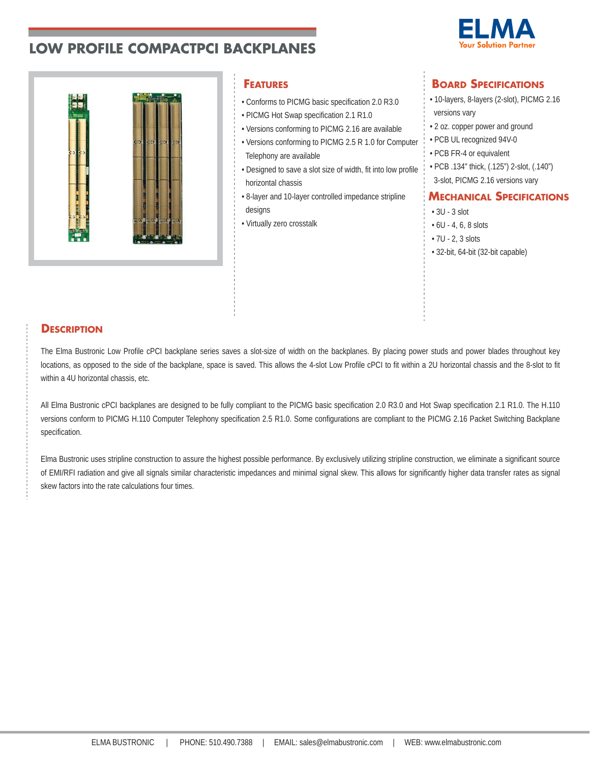# LOW PROFILE COMPACTPCI BACKPLANES

ELMA
Your Solution Partner

## Features

- Conforms to PICMG basic specification 2.0 R3.0
- PICMG Hot Swap specification 2.1 R1.0
- Versions conforming to PICMG 2.16 are available
- Versions conforming to PICMG 2.5 R 1.0 for Computer Telephony are available
- Designed to save a slot size of width, fit into low profile horizontal chassis
- 8-layer and 10-layer controlled impedance stripline designs
- Virtually zero crosstalk

## Board Specifications

- 10-layers, 8-layers (2-slot), PICMG 2.16 versions vary
- 2 oz. copper power and ground
- PCB UL recognized 94V-0
- PCB FR-4 or equivalent
- PCB .134" thick, (.125") 2-slot, (.140") 3-slot, PICMG 2.16 versions vary

## Mechanical Specifications

- 3U - 3 slot
- 6U - 4, 6, 8 slots
- 7U - 2, 3 slots
- 32-bit, 64-bit (32-bit capable)

## Description

The Elma Bustronic Low Profile cPCI backplane series saves a slot-size of width on the backplanes. By placing power studs and power blades throughout key locations, as opposed to the side of the backplane, space is saved. This allows the 4-slot Low Profile cPCI to fit within a 2U horizontal chassis and the 8-slot to fit within a 4U horizontal chassis, etc.

All Elma Bustronic cPCI backplanes are designed to be fully compliant to the PICMG basic specification 2.0 R3.0 and Hot Swap specification 2.1 R1.0. The H.110 versions conform to PICMG H.110 Computer Telephony specification 2.5 R1.0. Some configurations are compliant to the PICMG 2.16 Packet Switching Backplane specification.

Elma Bustronic uses stripline construction to assure the highest possible performance. By exclusively utilizing stripline construction, we eliminate a significant source of EMI/RFI radiation and give all signals similar characteristic impedances and minimal signal skew. This allows for significantly higher data transfer rates as signal skew factors into the rate calculations four times.

ELMA BUSTRONIC | PHONE: 510.490.7388 | EMAIL: sales@elmabustronic.com | WEB: www.elmabustronic.com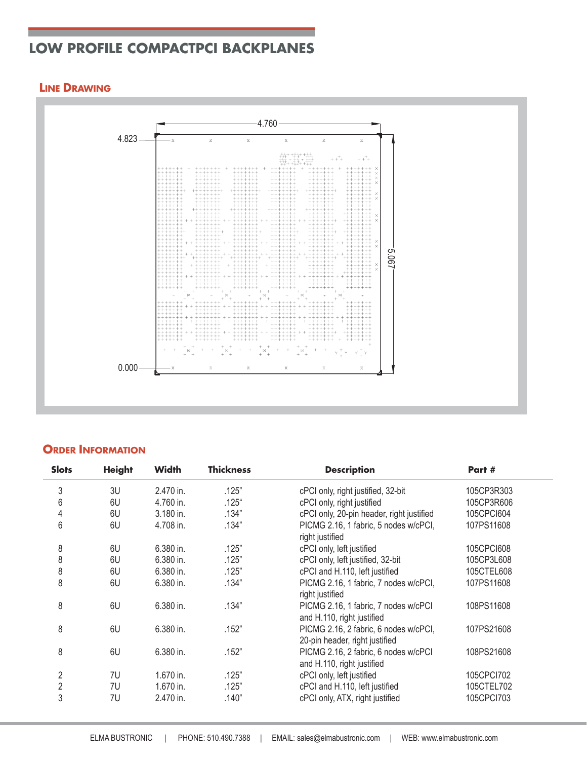# LOW PROFILE COMPACTPCI BACKPLANES

## Line Drawing

4.760

4.823

5.067

0.000

## Order Information

| Slots | Height | Width | Thickness | Description | Part # |
|---|---|---|---|---|---|
| 3 | 3U | 2.470 in. | .125" | cPCI only, right justified, 32-bit | 105CP3R303 |
| 6 | 6U | 4.760 in. | .125" | cPCI only, right justified | 105CP3R606 |
| 4 | 6U | 3.180 in. | .134" | cPCI only, 20-pin header, right justified | 105CPCI604 |
| 6 | 6U | 4.708 in. | .134" | PICMG 2.16, 1 fabric, 5 nodes w/cPCI, right justified | 107PS11608 |
| 8 | 6U | 6.380 in. | .125" | cPCI only, left justified | 105CPCI608 |
| 8 | 6U | 6.380 in. | .125" | cPCI only, left justified, 32-bit | 105CP3L608 |
| 8 | 6U | 6.380 in. | .125" | cPCI and H.110, left justified | 105CTEL608 |
| 8 | 6U | 6.380 in. | .134" | PICMG 2.16, 1 fabric, 7 nodes w/cPCI, right justified | 107PS11608 |
| 8 | 6U | 6.380 in. | .134" | PICMG 2.16, 1 fabric, 7 nodes w/cPCI and H.110, right justified | 108PS11608 |
| 8 | 6U | 6.380 in. | .152" | PICMG 2.16, 2 fabric, 6 nodes w/cPCI, 20-pin header, right justified | 107PS21608 |
| 8 | 6U | 6.380 in. | .152" | PICMG 2.16, 2 fabric, 6 nodes w/cPCI and H.110, right justified | 108PS21608 |
| 2 | 7U | 1.670 in. | .125" | cPCI only, left justified | 105CPCI702 |
| 2 | 7U | 1.670 in. | .125" | cPCI and H.110, left justified | 105CTEL702 |
| 3 | 7U | 2.470 in. | .140" | cPCI only, ATX, right justified | 105CPCI703 |

ELMA BUSTRONIC | PHONE: 510.490.7388 | EMAIL: sales@elmabustronic.com | WEB: www.elmabustronic.com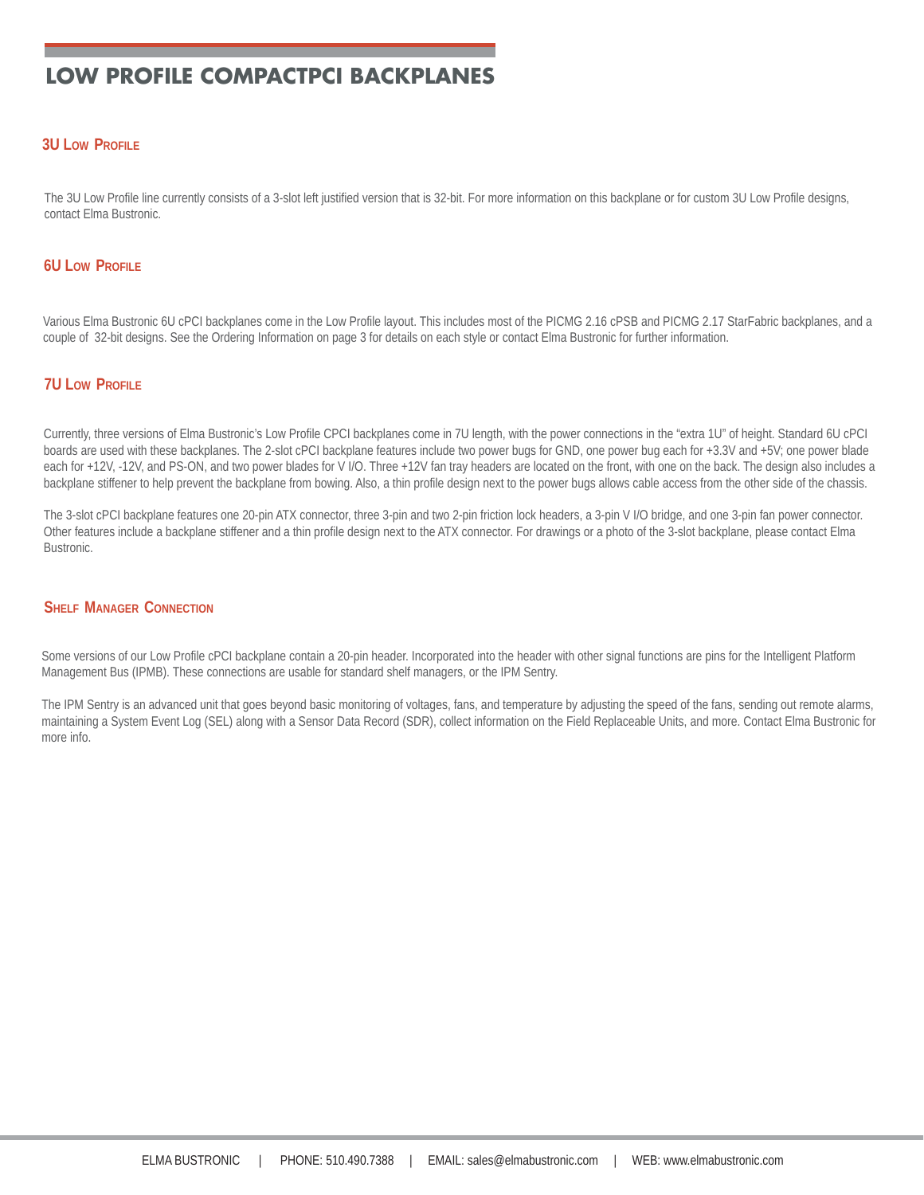# LOW PROFILE COMPACTPCI BACKPLANES

## 3U Low Profile

The 3U Low Profile line currently consists of a 3-slot left justified version that is 32-bit. For more information on this backplane or for custom 3U Low Profile designs, contact Elma Bustronic.

## 6U Low Profile

Various Elma Bustronic 6U cPCI backplanes come in the Low Profile layout. This includes most of the PICMG 2.16 cPSB and PICMG 2.17 StarFabric backplanes, and a couple of 32-bit designs. See the Ordering Information on page 3 for details on each style or contact Elma Bustronic for further information.

## 7U Low Profile

Currently, three versions of Elma Bustronic's Low Profile CPCI backplanes come in 7U length, with the power connections in the "extra 1U" of height. Standard 6U cPCI boards are used with these backplanes. The 2-slot cPCI backplane features include two power bugs for GND, one power bug each for +3.3V and +5V; one power blade each for +12V, -12V, and PS-ON, and two power blades for V I/O. Three +12V fan tray headers are located on the front, with one on the back. The design also includes a backplane stiffener to help prevent the backplane from bowing. Also, a thin profile design next to the power bugs allows cable access from the other side of the chassis.

The 3-slot cPCI backplane features one 20-pin ATX connector, three 3-pin and two 2-pin friction lock headers, a 3-pin V I/O bridge, and one 3-pin fan power connector. Other features include a backplane stiffener and a thin profile design next to the ATX connector. For drawings or a photo of the 3-slot backplane, please contact Elma Bustronic.

## Shelf Manager Connection

Some versions of our Low Profile cPCI backplane contain a 20-pin header. Incorporated into the header with other signal functions are pins for the Intelligent Platform Management Bus (IPMB). These connections are usable for standard shelf managers, or the IPM Sentry.

The IPM Sentry is an advanced unit that goes beyond basic monitoring of voltages, fans, and temperature by adjusting the speed of the fans, sending out remote alarms, maintaining a System Event Log (SEL) along with a Sensor Data Record (SDR), collect information on the Field Replaceable Units, and more. Contact Elma Bustronic for more info.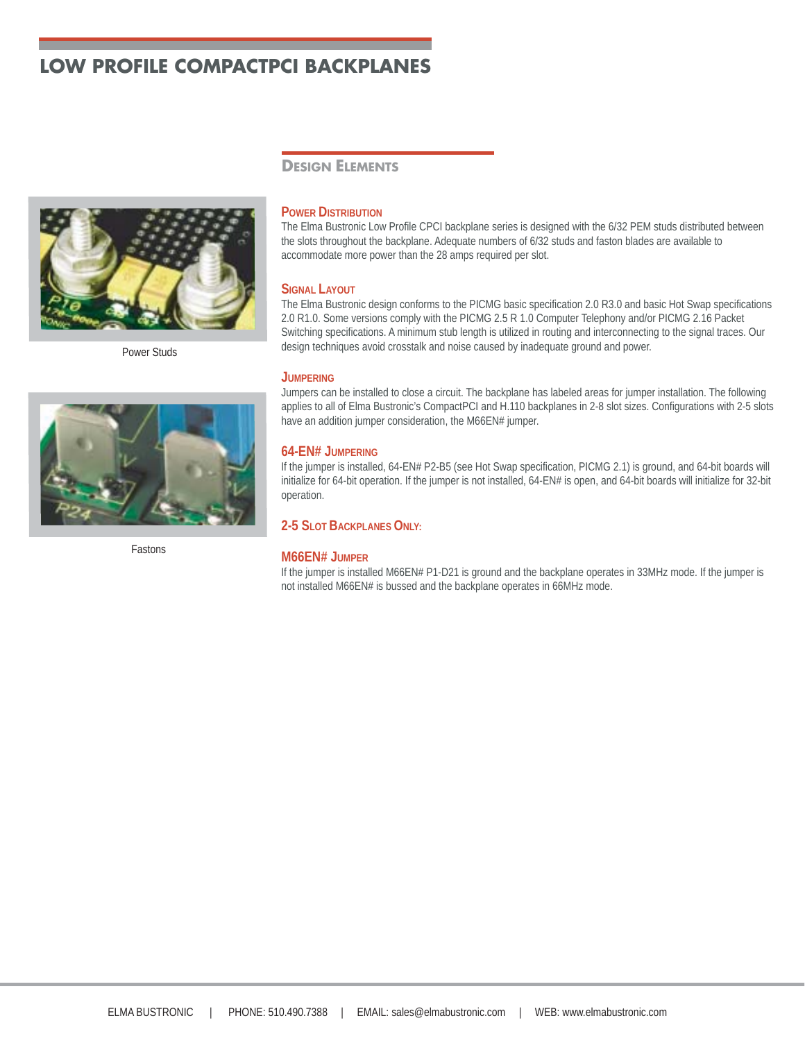# LOW PROFILE COMPACTPCI BACKPLANES

Power Studs

Fastons

## Design Elements

### Power Distribution

The Elma Bustronic Low Profile CPCI backplane series is designed with the 6/32 PEM studs distributed between the slots throughout the backplane. Adequate numbers of 6/32 studs and faston blades are available to accommodate more power than the 28 amps required per slot.

### Signal Layout

The Elma Bustronic design conforms to the PICMG basic specification 2.0 R3.0 and basic Hot Swap specifications 2.0 R1.0. Some versions comply with the PICMG 2.5 R 1.0 Computer Telephony and/or PICMG 2.16 Packet Switching specifications. A minimum stub length is utilized in routing and interconnecting to the signal traces. Our design techniques avoid crosstalk and noise caused by inadequate ground and power.

### Jumpering

Jumpers can be installed to close a circuit. The backplane has labeled areas for jumper installation. The following applies to all of Elma Bustronic's CompactPCI and H.110 backplanes in 2-8 slot sizes. Configurations with 2-5 slots have an addition jumper consideration, the M66EN# jumper.

### 64-EN# Jumpering

If the jumper is installed, 64-EN# P2-B5 (see Hot Swap specification, PICMG 2.1) is ground, and 64-bit boards will initialize for 64-bit operation. If the jumper is not installed, 64-EN# is open, and 64-bit boards will initialize for 32-bit operation.

### 2-5 Slot Backplanes Only:

### M66EN# Jumper

If the jumper is installed M66EN# P1-D21 is ground and the backplane operates in 33MHz mode. If the jumper is not installed M66EN# is bussed and the backplane operates in 66MHz mode.

ELMA BUSTRONIC | PHONE: 510.490.7388 | EMAIL: sales@elmabustronic.com | WEB: www.elmabustronic.com